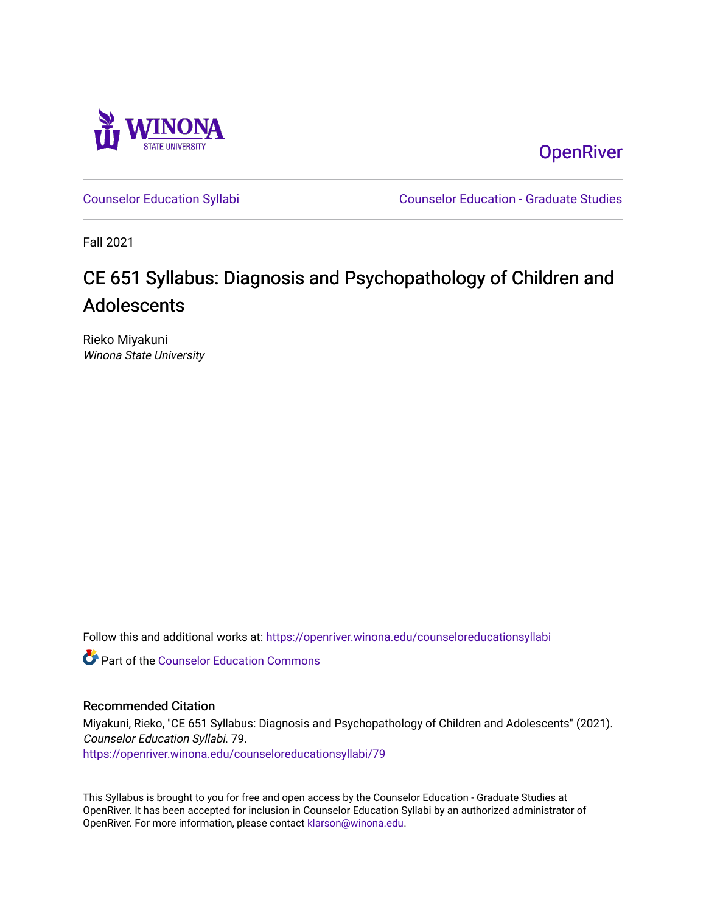OpenRiver

Counselor Education Syllabi

Counselor Education - Graduate Studies

Fall 2021

# CE 651 Syllabus: Diagnosis and Psychopathology of Children and Adolescents

Rieko Miyakuni
*Winona State University*

Follow this and additional works at: https://openriver.winona.edu/counseloreducationsyllabi

Part of the Counselor Education Commons

## Recommended Citation

Miyakuni, Rieko, "CE 651 Syllabus: Diagnosis and Psychopathology of Children and Adolescents" (2021). *Counselor Education Syllabi*. 79.
https://openriver.winona.edu/counseloreducationsyllabi/79

This Syllabus is brought to you for free and open access by the Counselor Education - Graduate Studies at OpenRiver. It has been accepted for inclusion in Counselor Education Syllabi by an authorized administrator of OpenRiver. For more information, please contact klarson@winona.edu.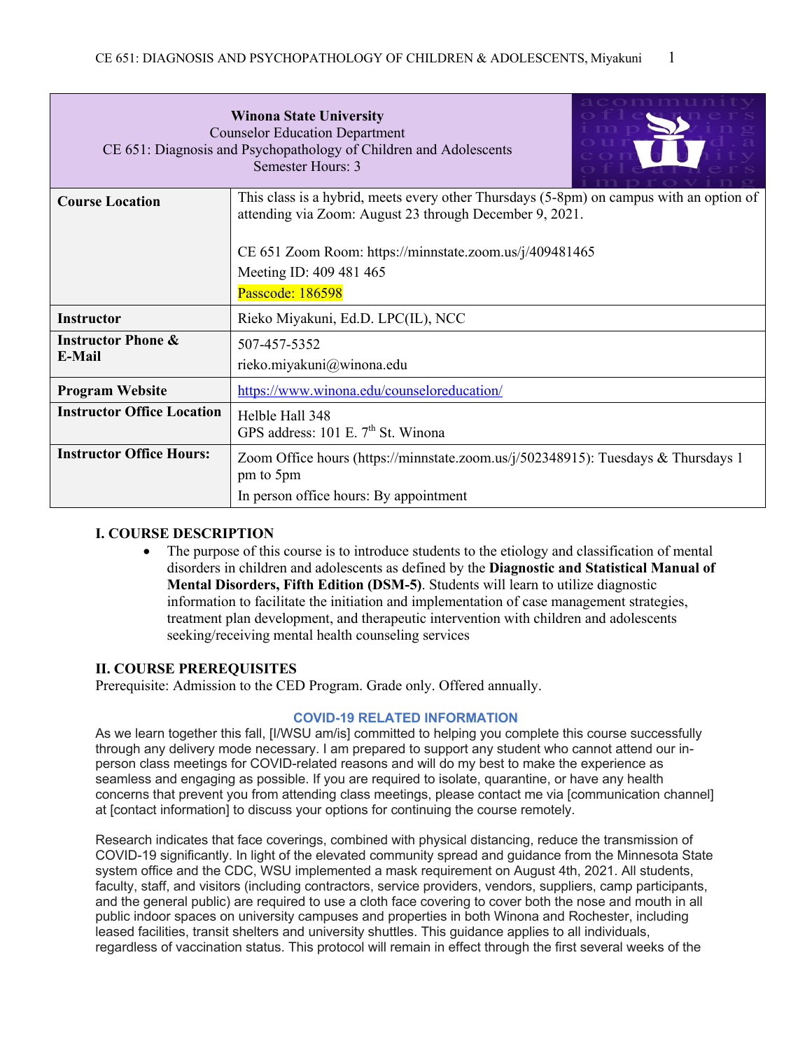| Winona State University<br>Counselor Education Department<br>CE 651: Diagnosis and Psychopathology of Children and Adolescents<br>Semester Hours: 3 | |
|---|---|
| **Course Location** | This class is a hybrid, meets every other Thursdays (5-8pm) on campus with an option of attending via Zoom: August 23 through December 9, 2021.<br><br>CE 651 Zoom Room: https://minnstate.zoom.us/j/409481465<br>Meeting ID: 409 481 465<br>Passcode: 186598 |
| **Instructor** | Rieko Miyakuni, Ed.D. LPC(IL), NCC |
| **Instructor Phone & E-Mail** | 507-457-5352<br>rieko.miyakuni@winona.edu |
| **Program Website** | https://www.winona.edu/counseloreducation/ |
| **Instructor Office Location** | Helble Hall 348<br>GPS address: 101 E. 7th St. Winona |
| **Instructor Office Hours:** | Zoom Office hours (https://minnstate.zoom.us/j/502348915): Tuesdays & Thursdays 1 pm to 5pm<br>In person office hours: By appointment |

## I. COURSE DESCRIPTION

- The purpose of this course is to introduce students to the etiology and classification of mental disorders in children and adolescents as defined by the **Diagnostic and Statistical Manual of Mental Disorders, Fifth Edition (DSM-5)**. Students will learn to utilize diagnostic information to facilitate the initiation and implementation of case management strategies, treatment plan development, and therapeutic intervention with children and adolescents seeking/receiving mental health counseling services

## II. COURSE PREREQUISITES

Prerequisite: Admission to the CED Program. Grade only. Offered annually.

### COVID-19 RELATED INFORMATION

As we learn together this fall, [I/WSU am/is] committed to helping you complete this course successfully through any delivery mode necessary. I am prepared to support any student who cannot attend our in-person class meetings for COVID-related reasons and will do my best to make the experience as seamless and engaging as possible. If you are required to isolate, quarantine, or have any health concerns that prevent you from attending class meetings, please contact me via [communication channel] at [contact information] to discuss your options for continuing the course remotely.

Research indicates that face coverings, combined with physical distancing, reduce the transmission of COVID-19 significantly. In light of the elevated community spread and guidance from the Minnesota State system office and the CDC, WSU implemented a mask requirement on August 4th, 2021. All students, faculty, staff, and visitors (including contractors, service providers, vendors, suppliers, camp participants, and the general public) are required to use a cloth face covering to cover both the nose and mouth in all public indoor spaces on university campuses and properties in both Winona and Rochester, including leased facilities, transit shelters and university shuttles. This guidance applies to all individuals, regardless of vaccination status. This protocol will remain in effect through the first several weeks of the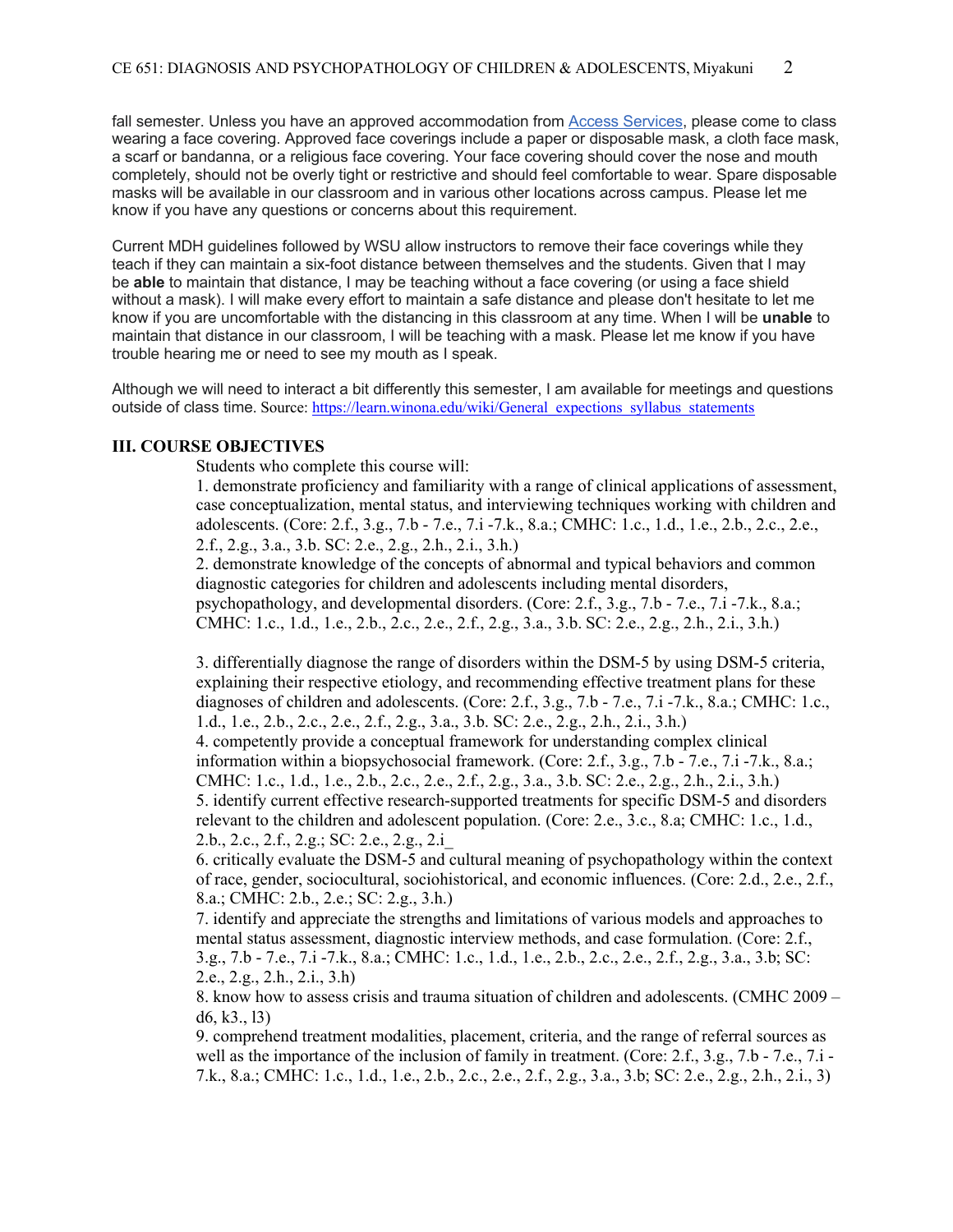fall semester. Unless you have an approved accommodation from Access Services, please come to class wearing a face covering. Approved face coverings include a paper or disposable mask, a cloth face mask, a scarf or bandanna, or a religious face covering. Your face covering should cover the nose and mouth completely, should not be overly tight or restrictive and should feel comfortable to wear. Spare disposable masks will be available in our classroom and in various other locations across campus. Please let me know if you have any questions or concerns about this requirement.

Current MDH guidelines followed by WSU allow instructors to remove their face coverings while they teach if they can maintain a six-foot distance between themselves and the students. Given that I may be **able** to maintain that distance, I may be teaching without a face covering (or using a face shield without a mask). I will make every effort to maintain a safe distance and please don't hesitate to let me know if you are uncomfortable with the distancing in this classroom at any time. When I will be **unable** to maintain that distance in our classroom, I will be teaching with a mask. Please let me know if you have trouble hearing me or need to see my mouth as I speak.

Although we will need to interact a bit differently this semester, I am available for meetings and questions outside of class time. Source: https://learn.winona.edu/wiki/General_expections_syllabus_statements

## III. COURSE OBJECTIVES

Students who complete this course will:

1. demonstrate proficiency and familiarity with a range of clinical applications of assessment, case conceptualization, mental status, and interviewing techniques working with children and adolescents. (Core: 2.f., 3.g., 7.b - 7.e., 7.i -7.k., 8.a.; CMHC: 1.c., 1.d., 1.e., 2.b., 2.c., 2.e., 2.f., 2.g., 3.a., 3.b. SC: 2.e., 2.g., 2.h., 2.i., 3.h.)
2. demonstrate knowledge of the concepts of abnormal and typical behaviors and common diagnostic categories for children and adolescents including mental disorders, psychopathology, and developmental disorders. (Core: 2.f., 3.g., 7.b - 7.e., 7.i -7.k., 8.a.; CMHC: 1.c., 1.d., 1.e., 2.b., 2.c., 2.e., 2.f., 2.g., 3.a., 3.b. SC: 2.e., 2.g., 2.h., 2.i., 3.h.)
3. differentially diagnose the range of disorders within the DSM-5 by using DSM-5 criteria, explaining their respective etiology, and recommending effective treatment plans for these diagnoses of children and adolescents. (Core: 2.f., 3.g., 7.b - 7.e., 7.i -7.k., 8.a.; CMHC: 1.c., 1.d., 1.e., 2.b., 2.c., 2.e., 2.f., 2.g., 3.a., 3.b. SC: 2.e., 2.g., 2.h., 2.i., 3.h.)
4. competently provide a conceptual framework for understanding complex clinical information within a biopsychosocial framework. (Core: 2.f., 3.g., 7.b - 7.e., 7.i -7.k., 8.a.; CMHC: 1.c., 1.d., 1.e., 2.b., 2.c., 2.e., 2.f., 2.g., 3.a., 3.b. SC: 2.e., 2.g., 2.h., 2.i., 3.h.)
5. identify current effective research-supported treatments for specific DSM-5 and disorders relevant to the children and adolescent population. (Core: 2.e., 3.c., 8.a; CMHC: 1.c., 1.d., 2.b., 2.c., 2.f., 2.g.; SC: 2.e., 2.g., 2.i_
6. critically evaluate the DSM-5 and cultural meaning of psychopathology within the context of race, gender, sociocultural, sociohistorical, and economic influences. (Core: 2.d., 2.e., 2.f., 8.a.; CMHC: 2.b., 2.e.; SC: 2.g., 3.h.)
7. identify and appreciate the strengths and limitations of various models and approaches to mental status assessment, diagnostic interview methods, and case formulation. (Core: 2.f., 3.g., 7.b - 7.e., 7.i -7.k., 8.a.; CMHC: 1.c., 1.d., 1.e., 2.b., 2.c., 2.e., 2.f., 2.g., 3.a., 3.b; SC: 2.e., 2.g., 2.h., 2.i., 3.h)
8. know how to assess crisis and trauma situation of children and adolescents. (CMHC 2009 – d6, k3., l3)
9. comprehend treatment modalities, placement, criteria, and the range of referral sources as well as the importance of the inclusion of family in treatment. (Core: 2.f., 3.g., 7.b - 7.e., 7.i - 7.k., 8.a.; CMHC: 1.c., 1.d., 1.e., 2.b., 2.c., 2.e., 2.f., 2.g., 3.a., 3.b; SC: 2.e., 2.g., 2.h., 2.i., 3)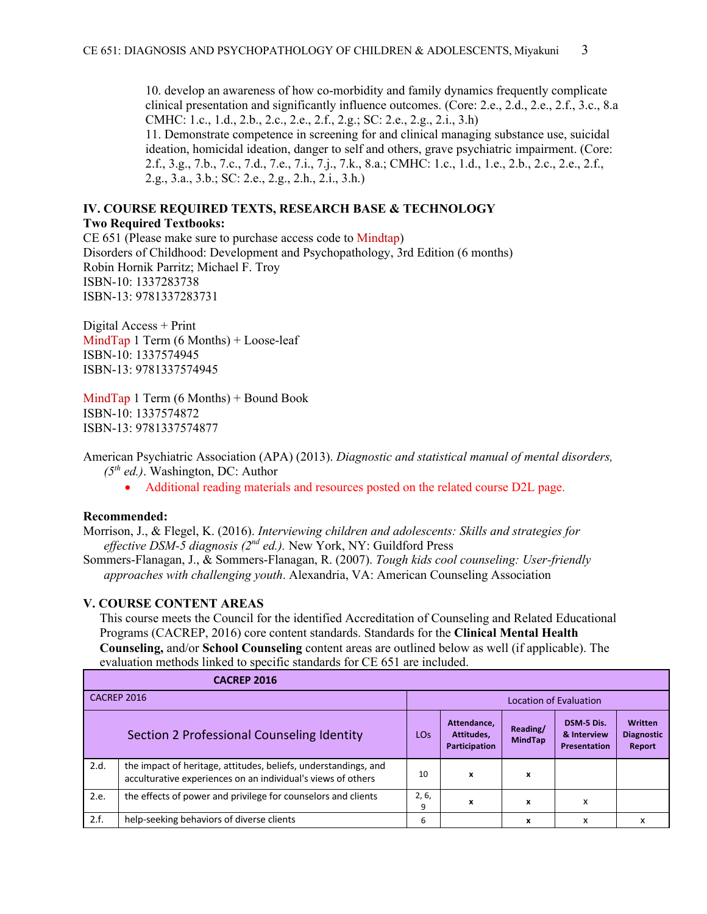10. develop an awareness of how co-morbidity and family dynamics frequently complicate clinical presentation and significantly influence outcomes. (Core: 2.e., 2.d., 2.e., 2.f., 3.c., 8.a CMHC: 1.c., 1.d., 2.b., 2.c., 2.e., 2.f., 2.g.; SC: 2.e., 2.g., 2.i., 3.h)

11. Demonstrate competence in screening for and clinical managing substance use, suicidal ideation, homicidal ideation, danger to self and others, grave psychiatric impairment. (Core: 2.f., 3.g., 7.b., 7.c., 7.d., 7.e., 7.i., 7.j., 7.k., 8.a.; CMHC: 1.c., 1.d., 1.e., 2.b., 2.c., 2.e., 2.f., 2.g., 3.a., 3.b.; SC: 2.e., 2.g., 2.h., 2.i., 3.h.)

## IV. COURSE REQUIRED TEXTS, RESEARCH BASE & TECHNOLOGY

**Two Required Textbooks:**

CE 651 (Please make sure to purchase access code to MindTap)
Disorders of Childhood: Development and Psychopathology, 3rd Edition (6 months)
Robin Hornik Parritz; Michael F. Troy
ISBN-10: 1337283738
ISBN-13: 9781337283731

Digital Access + Print
MindTap 1 Term (6 Months) + Loose-leaf
ISBN-10: 1337574945
ISBN-13: 9781337574945

MindTap 1 Term (6 Months) + Bound Book
ISBN-10: 1337574872
ISBN-13: 9781337574877

American Psychiatric Association (APA) (2013). *Diagnostic and statistical manual of mental disorders, (5th ed.)*. Washington, DC: Author

- Additional reading materials and resources posted on the related course D2L page.

**Recommended:**

Morrison, J., & Flegel, K. (2016). *Interviewing children and adolescents: Skills and strategies for effective DSM-5 diagnosis (2nd ed.).* New York, NY: Guildford Press

Sommers-Flanagan, J., & Sommers-Flanagan, R. (2007). *Tough kids cool counseling: User-friendly approaches with challenging youth*. Alexandria, VA: American Counseling Association

## V. COURSE CONTENT AREAS

This course meets the Council for the identified Accreditation of Counseling and Related Educational Programs (CACREP, 2016) core content standards. Standards for the **Clinical Mental Health Counseling,** and/or **School Counseling** content areas are outlined below as well (if applicable). The evaluation methods linked to specific standards for CE 651 are included.

| CACREP 2016 | | | | | | |
|---|---|---|---|---|---|---|
| CACREP 2016 | | Location of Evaluation | | | | |
| Section 2 Professional Counseling Identity | | LOs | Attendance, Attitudes, Participation | Reading/ MindTap | DSM-5 Dis. & Interview Presentation | Written Diagnostic Report |
| 2.d. | the impact of heritage, attitudes, beliefs, understandings, and acculturative experiences on an individual's views of others | 10 | x | x | | |
| 2.e. | the effects of power and privilege for counselors and clients | 2, 6, 9 | x | x | x | |
| 2.f. | help-seeking behaviors of diverse clients | 6 | | x | x | x |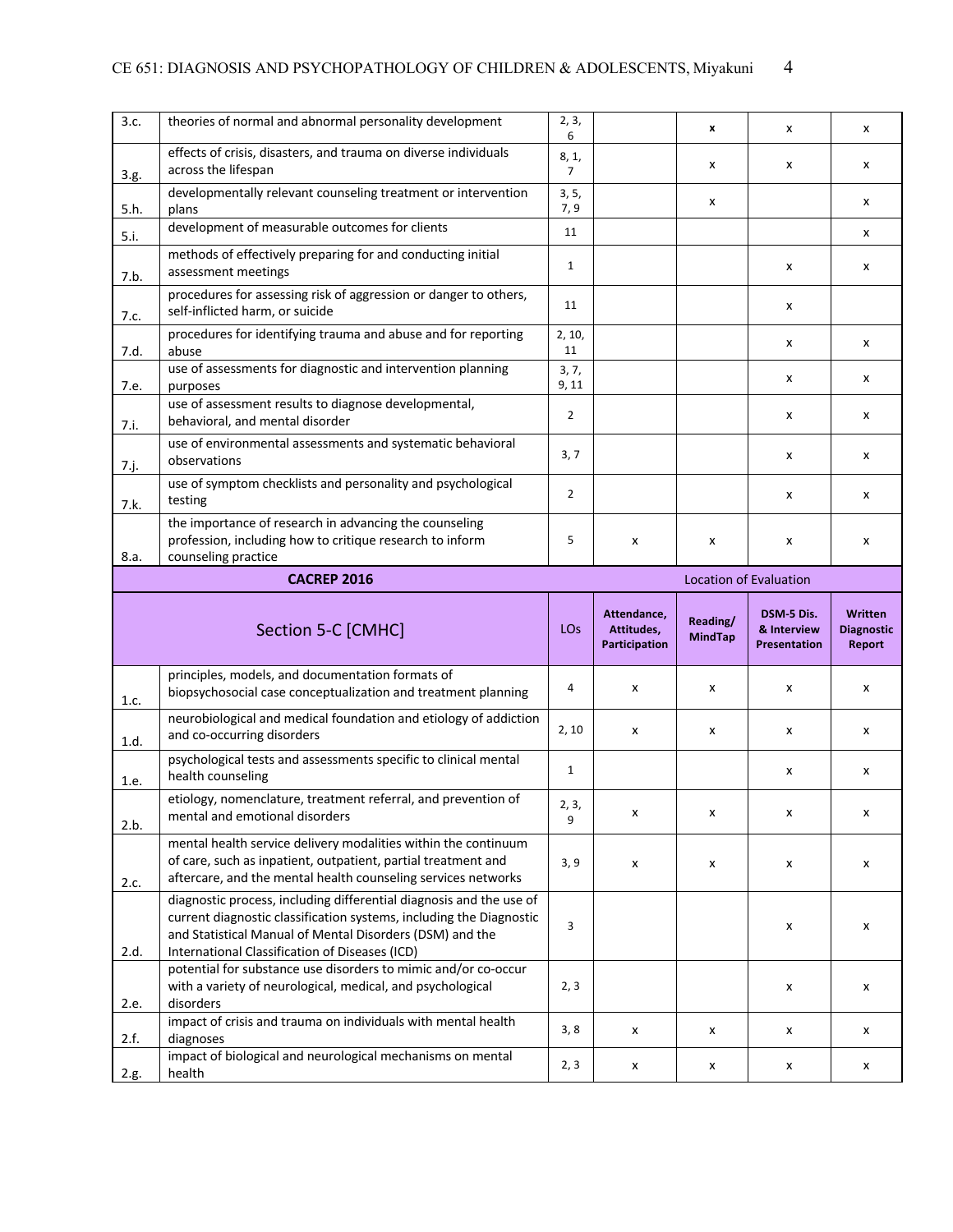| | | LOs | Attendance, Attitudes, Participation | Reading/ MindTap | DSM-5 Dis. & Interview Presentation | Written Diagnostic Report |
|---|---|---|---|---|---|---|
| 3.c. | theories of normal and abnormal personality development | 2, 3, 6 | | x | x | x |
| 3.g. | effects of crisis, disasters, and trauma on diverse individuals across the lifespan | 8, 1, 7 | | x | x | x |
| 5.h. | developmentally relevant counseling treatment or intervention plans | 3, 5, 7, 9 | | x | | x |
| 5.i. | development of measurable outcomes for clients | 11 | | | | x |
| 7.b. | methods of effectively preparing for and conducting initial assessment meetings | 1 | | | x | x |
| 7.c. | procedures for assessing risk of aggression or danger to others, self-inflicted harm, or suicide | 11 | | | x | |
| 7.d. | procedures for identifying trauma and abuse and for reporting abuse | 2, 10, 11 | | | x | x |
| 7.e. | use of assessments for diagnostic and intervention planning purposes | 3, 7, 9, 11 | | | x | x |
| 7.i. | use of assessment results to diagnose developmental, behavioral, and mental disorder | 2 | | | x | x |
| 7.j. | use of environmental assessments and systematic behavioral observations | 3, 7 | | | x | x |
| 7.k. | use of symptom checklists and personality and psychological testing | 2 | | | x | x |
| 8.a. | the importance of research in advancing the counseling profession, including how to critique research to inform counseling practice | 5 | x | x | x | x |

| **CACREP 2016** | | Location of Evaluation | | | | |
|---|---|---|---|---|---|---|
| **Section 5-C [CMHC]** | | **LOs** | **Attendance, Attitudes, Participation** | **Reading/ MindTap** | **DSM-5 Dis. & Interview Presentation** | **Written Diagnostic Report** |
| 1.c. | principles, models, and documentation formats of biopsychosocial case conceptualization and treatment planning | 4 | x | x | x | x |
| 1.d. | neurobiological and medical foundation and etiology of addiction and co-occurring disorders | 2, 10 | x | x | x | x |
| 1.e. | psychological tests and assessments specific to clinical mental health counseling | 1 | | | x | x |
| 2.b. | etiology, nomenclature, treatment referral, and prevention of mental and emotional disorders | 2, 3, 9 | x | x | x | x |
| 2.c. | mental health service delivery modalities within the continuum of care, such as inpatient, outpatient, partial treatment and aftercare, and the mental health counseling services networks | 3, 9 | x | x | x | x |
| 2.d. | diagnostic process, including differential diagnosis and the use of current diagnostic classification systems, including the Diagnostic and Statistical Manual of Mental Disorders (DSM) and the International Classification of Diseases (ICD) | 3 | | | x | x |
| 2.e. | potential for substance use disorders to mimic and/or co-occur with a variety of neurological, medical, and psychological disorders | 2, 3 | | | x | x |
| 2.f. | impact of crisis and trauma on individuals with mental health diagnoses | 3, 8 | x | x | x | x |
| 2.g. | impact of biological and neurological mechanisms on mental health | 2, 3 | x | x | x | x |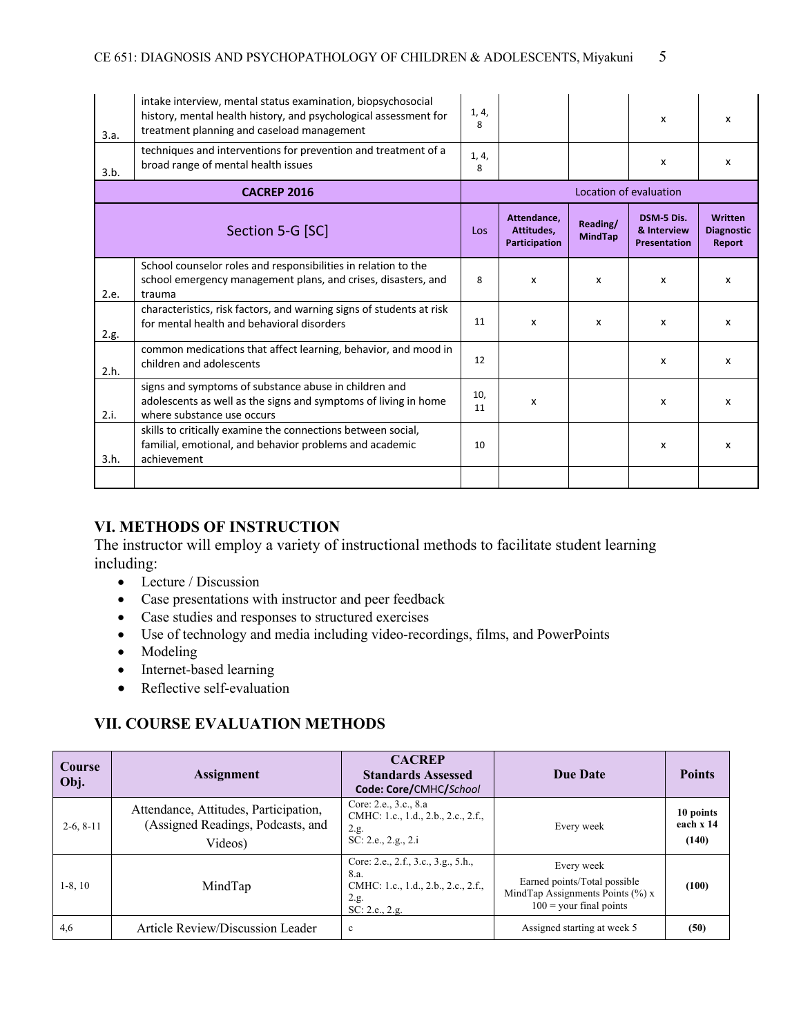| | | | | | | |
|---|---|---|---|---|---|---|
| 3.a. | intake interview, mental status examination, biopsychosocial history, mental health history, and psychological assessment for treatment planning and caseload management | 1, 4, 8 | | | x | x |
| 3.b. | techniques and interventions for prevention and treatment of a broad range of mental health issues | 1, 4, 8 | | | x | x |
| **CACREP 2016** | | Location of evaluation | | | | |
| Section 5-G [SC] | | Los | **Attendance, Attitudes, Participation** | **Reading/ MindTap** | **DSM-5 Dis. & Interview Presentation** | **Written Diagnostic Report** |
| 2.e. | School counselor roles and responsibilities in relation to the school emergency management plans, and crises, disasters, and trauma | 8 | x | x | x | x |
| 2.g. | characteristics, risk factors, and warning signs of students at risk for mental health and behavioral disorders | 11 | x | x | x | x |
| 2.h. | common medications that affect learning, behavior, and mood in children and adolescents | 12 | | | x | x |
| 2.i. | signs and symptoms of substance abuse in children and adolescents as well as the signs and symptoms of living in home where substance use occurs | 10, 11 | x | | x | x |
| 3.h. | skills to critically examine the connections between social, familial, emotional, and behavior problems and academic achievement | 10 | | | x | x |
| | | | | | | |

## VI. METHODS OF INSTRUCTION

The instructor will employ a variety of instructional methods to facilitate student learning including:

- Lecture / Discussion
- Case presentations with instructor and peer feedback
- Case studies and responses to structured exercises
- Use of technology and media including video-recordings, films, and PowerPoints
- Modeling
- Internet-based learning
- Reflective self-evaluation

## VII. COURSE EVALUATION METHODS

| Course Obj. | Assignment | CACREP Standards Assessed Code: Core/CMHC/*School* | Due Date | Points |
|---|---|---|---|---|
| 2-6, 8-11 | Attendance, Attitudes, Participation, (Assigned Readings, Podcasts, and Videos) | Core: 2.e., 3.c., 8.a<br>CMHC: 1.c., 1.d., 2.b., 2.c., 2.f., 2.g.<br>SC: 2.e., 2.g., 2.i | Every week | **10 points each x 14 (140)** |
| 1-8, 10 | MindTap | Core: 2.e., 2.f., 3.c., 3.g., 5.h., 8.a.<br>CMHC: 1.c., 1.d., 2.b., 2.c., 2.f., 2.g.<br>SC: 2.e., 2.g. | Every week<br>Earned points/Total possible MindTap Assignments Points (%) x 100 = your final points | **(100)** |
| 4,6 | Article Review/Discussion Leader | c | Assigned starting at week 5 | **(50)** |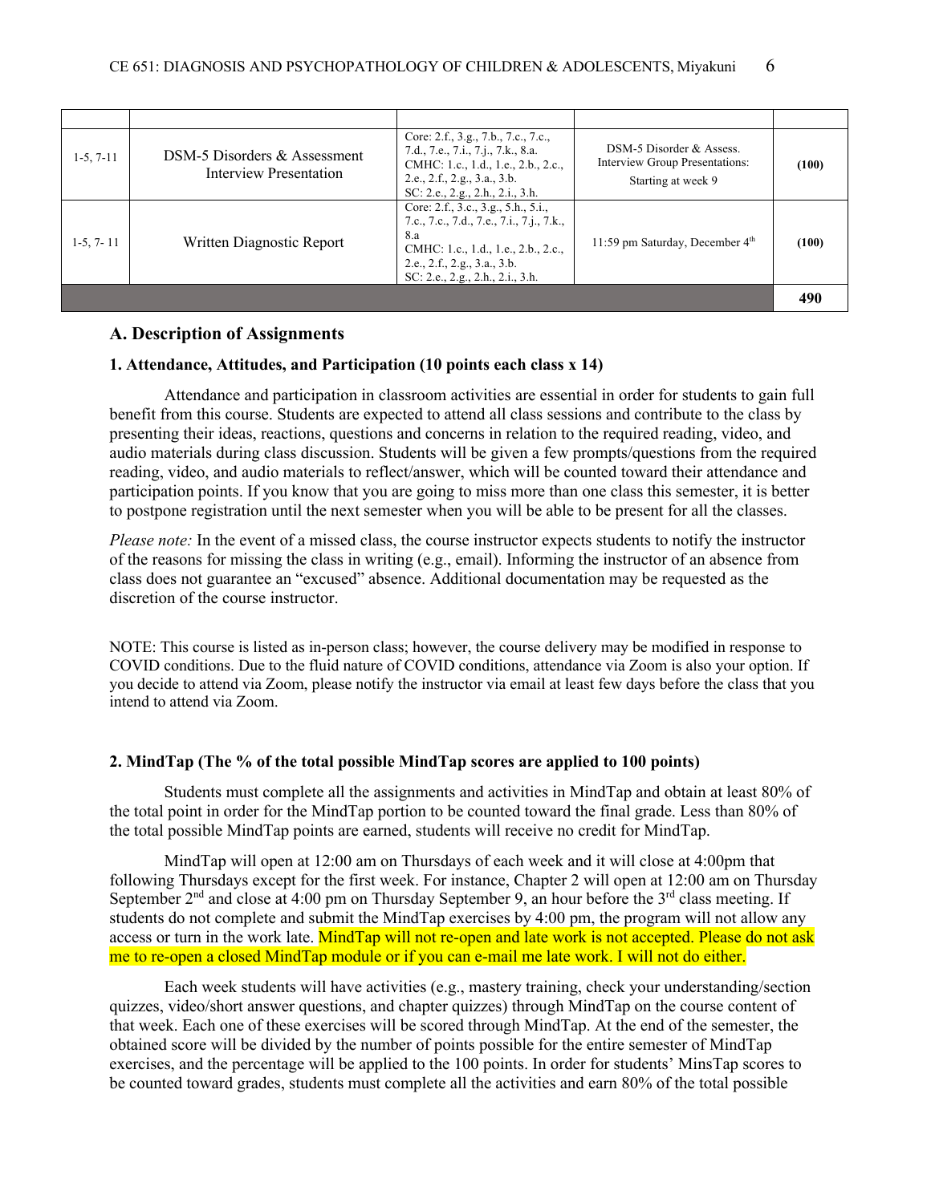| | | | | |
|---|---|---|---|---|
| 1-5, 7-11 | DSM-5 Disorders & Assessment Interview Presentation | Core: 2.f., 3.g., 7.b., 7.c., 7.c., 7.d., 7.e., 7.i., 7.j., 7.k., 8.a. CMHC: 1.c., 1.d., 1.e., 2.b., 2.c., 2.e., 2.f., 2.g., 3.a., 3.b. SC: 2.e., 2.g., 2.h., 2.i., 3.h. | DSM-5 Disorder & Assess. Interview Group Presentations: Starting at week 9 | **(100)** |
| 1-5, 7- 11 | Written Diagnostic Report | Core: 2.f., 3.c., 3.g., 5.h., 5.i., 7.c., 7.c., 7.d., 7.e., 7.i., 7.j., 7.k., 8.a CMHC: 1.c., 1.d., 1.e., 2.b., 2.c., 2.e., 2.f., 2.g., 3.a., 3.b. SC: 2.e., 2.g., 2.h., 2.i., 3.h. | 11:59 pm Saturday, December 4th | **(100)** |
| | | | | **490** |

### A. Description of Assignments

#### 1. Attendance, Attitudes, and Participation (10 points each class x 14)

Attendance and participation in classroom activities are essential in order for students to gain full benefit from this course. Students are expected to attend all class sessions and contribute to the class by presenting their ideas, reactions, questions and concerns in relation to the required reading, video, and audio materials during class discussion. Students will be given a few prompts/questions from the required reading, video, and audio materials to reflect/answer, which will be counted toward their attendance and participation points. If you know that you are going to miss more than one class this semester, it is better to postpone registration until the next semester when you will be able to be present for all the classes.

*Please note:* In the event of a missed class, the course instructor expects students to notify the instructor of the reasons for missing the class in writing (e.g., email). Informing the instructor of an absence from class does not guarantee an "excused" absence. Additional documentation may be requested as the discretion of the course instructor.

NOTE: This course is listed as in-person class; however, the course delivery may be modified in response to COVID conditions. Due to the fluid nature of COVID conditions, attendance via Zoom is also your option. If you decide to attend via Zoom, please notify the instructor via email at least few days before the class that you intend to attend via Zoom.

#### 2. MindTap (The % of the total possible MindTap scores are applied to 100 points)

Students must complete all the assignments and activities in MindTap and obtain at least 80% of the total point in order for the MindTap portion to be counted toward the final grade. Less than 80% of the total possible MindTap points are earned, students will receive no credit for MindTap.

MindTap will open at 12:00 am on Thursdays of each week and it will close at 4:00pm that following Thursdays except for the first week. For instance, Chapter 2 will open at 12:00 am on Thursday September 2nd and close at 4:00 pm on Thursday September 9, an hour before the 3rd class meeting. If students do not complete and submit the MindTap exercises by 4:00 pm, the program will not allow any access or turn in the work late. MindTap will not re-open and late work is not accepted. Please do not ask me to re-open a closed MindTap module or if you can e-mail me late work. I will not do either.

Each week students will have activities (e.g., mastery training, check your understanding/section quizzes, video/short answer questions, and chapter quizzes) through MindTap on the course content of that week. Each one of these exercises will be scored through MindTap. At the end of the semester, the obtained score will be divided by the number of points possible for the entire semester of MindTap exercises, and the percentage will be applied to the 100 points. In order for students' MinsTap scores to be counted toward grades, students must complete all the activities and earn 80% of the total possible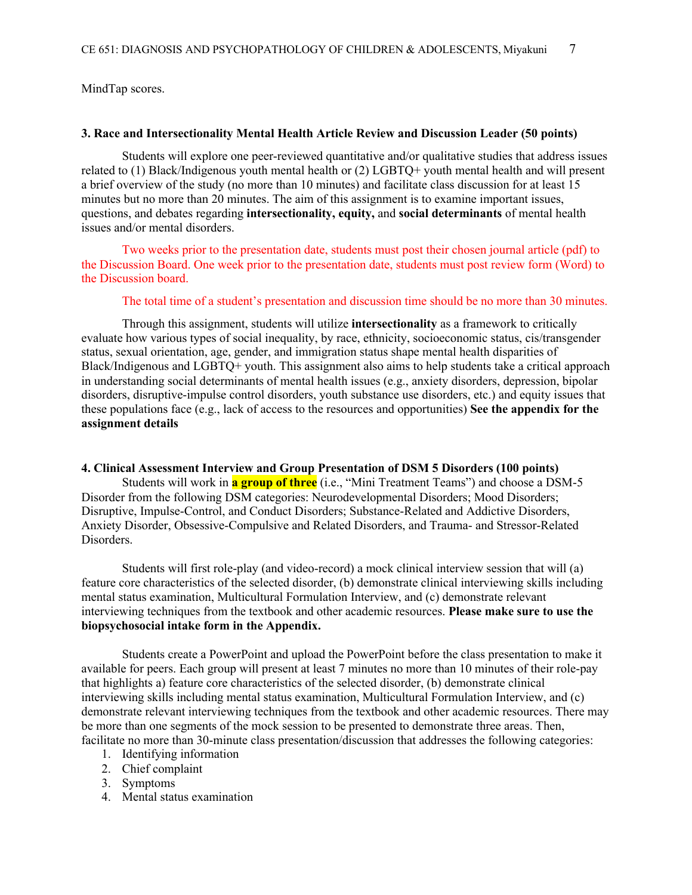MindTap scores.

**3. Race and Intersectionality Mental Health Article Review and Discussion Leader (50 points)**

Students will explore one peer-reviewed quantitative and/or qualitative studies that address issues related to (1) Black/Indigenous youth mental health or (2) LGBTQ+ youth mental health and will present a brief overview of the study (no more than 10 minutes) and facilitate class discussion for at least 15 minutes but no more than 20 minutes. The aim of this assignment is to examine important issues, questions, and debates regarding **intersectionality, equity,** and **social determinants** of mental health issues and/or mental disorders.

Two weeks prior to the presentation date, students must post their chosen journal article (pdf) to the Discussion Board. One week prior to the presentation date, students must post review form (Word) to the Discussion board.

The total time of a student's presentation and discussion time should be no more than 30 minutes.

Through this assignment, students will utilize **intersectionality** as a framework to critically evaluate how various types of social inequality, by race, ethnicity, socioeconomic status, cis/transgender status, sexual orientation, age, gender, and immigration status shape mental health disparities of Black/Indigenous and LGBTQ+ youth. This assignment also aims to help students take a critical approach in understanding social determinants of mental health issues (e.g., anxiety disorders, depression, bipolar disorders, disruptive-impulse control disorders, youth substance use disorders, etc.) and equity issues that these populations face (e.g., lack of access to the resources and opportunities) **See the appendix for the assignment details**

**4. Clinical Assessment Interview and Group Presentation of DSM 5 Disorders (100 points)**

Students will work in **a group of three** (i.e., "Mini Treatment Teams") and choose a DSM-5 Disorder from the following DSM categories: Neurodevelopmental Disorders; Mood Disorders; Disruptive, Impulse-Control, and Conduct Disorders; Substance-Related and Addictive Disorders, Anxiety Disorder, Obsessive-Compulsive and Related Disorders, and Trauma- and Stressor-Related Disorders.

Students will first role-play (and video-record) a mock clinical interview session that will (a) feature core characteristics of the selected disorder, (b) demonstrate clinical interviewing skills including mental status examination, Multicultural Formulation Interview, and (c) demonstrate relevant interviewing techniques from the textbook and other academic resources. **Please make sure to use the biopsychosocial intake form in the Appendix.**

Students create a PowerPoint and upload the PowerPoint before the class presentation to make it available for peers. Each group will present at least 7 minutes no more than 10 minutes of their role-pay that highlights a) feature core characteristics of the selected disorder, (b) demonstrate clinical interviewing skills including mental status examination, Multicultural Formulation Interview, and (c) demonstrate relevant interviewing techniques from the textbook and other academic resources. There may be more than one segments of the mock session to be presented to demonstrate three areas. Then, facilitate no more than 30-minute class presentation/discussion that addresses the following categories:

1. Identifying information
2. Chief complaint
3. Symptoms
4. Mental status examination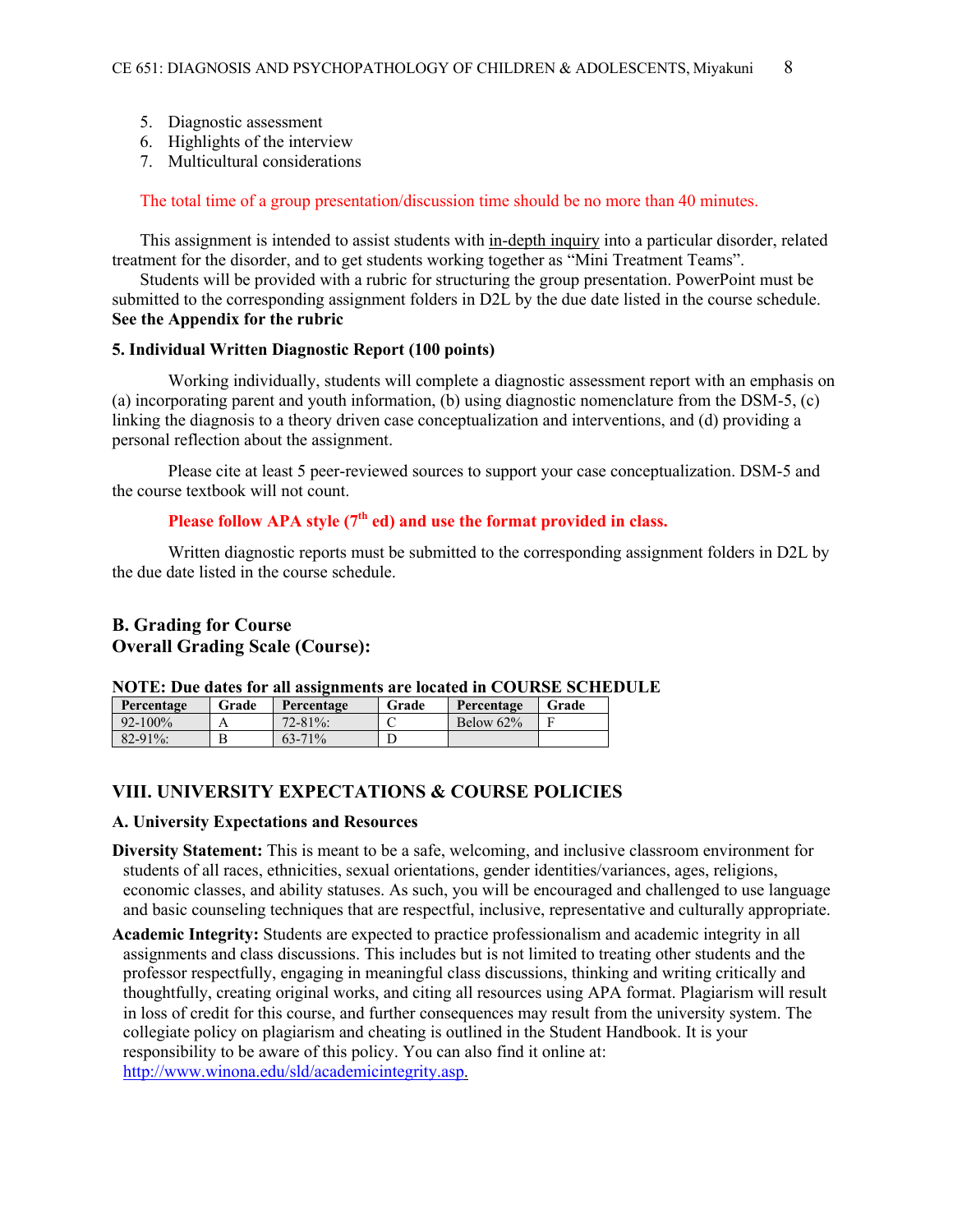5. Diagnostic assessment
6. Highlights of the interview
7. Multicultural considerations

The total time of a group presentation/discussion time should be no more than 40 minutes.

This assignment is intended to assist students with in-depth inquiry into a particular disorder, related treatment for the disorder, and to get students working together as "Mini Treatment Teams".

Students will be provided with a rubric for structuring the group presentation. PowerPoint must be submitted to the corresponding assignment folders in D2L by the due date listed in the course schedule. **See the Appendix for the rubric**

**5. Individual Written Diagnostic Report (100 points)**

Working individually, students will complete a diagnostic assessment report with an emphasis on (a) incorporating parent and youth information, (b) using diagnostic nomenclature from the DSM-5, (c) linking the diagnosis to a theory driven case conceptualization and interventions, and (d) providing a personal reflection about the assignment.

Please cite at least 5 peer-reviewed sources to support your case conceptualization. DSM-5 and the course textbook will not count.

**Please follow APA style (7th ed) and use the format provided in class.**

Written diagnostic reports must be submitted to the corresponding assignment folders in D2L by the due date listed in the course schedule.

## B. Grading for Course
## Overall Grading Scale (Course):

**NOTE: Due dates for all assignments are located in COURSE SCHEDULE**

| Percentage | Grade | Percentage | Grade | Percentage | Grade |
|---|---|---|---|---|---|
| 92-100% | A | 72-81%: | C | Below 62% | F |
| 82-91%: | B | 63-71% | D | | |

## VIII. UNIVERSITY EXPECTATIONS & COURSE POLICIES

### A. University Expectations and Resources

**Diversity Statement:** This is meant to be a safe, welcoming, and inclusive classroom environment for students of all races, ethnicities, sexual orientations, gender identities/variances, ages, religions, economic classes, and ability statuses. As such, you will be encouraged and challenged to use language and basic counseling techniques that are respectful, inclusive, representative and culturally appropriate.

**Academic Integrity:** Students are expected to practice professionalism and academic integrity in all assignments and class discussions. This includes but is not limited to treating other students and the professor respectfully, engaging in meaningful class discussions, thinking and writing critically and thoughtfully, creating original works, and citing all resources using APA format. Plagiarism will result in loss of credit for this course, and further consequences may result from the university system. The collegiate policy on plagiarism and cheating is outlined in the Student Handbook. It is your responsibility to be aware of this policy. You can also find it online at: http://www.winona.edu/sld/academicintegrity.asp.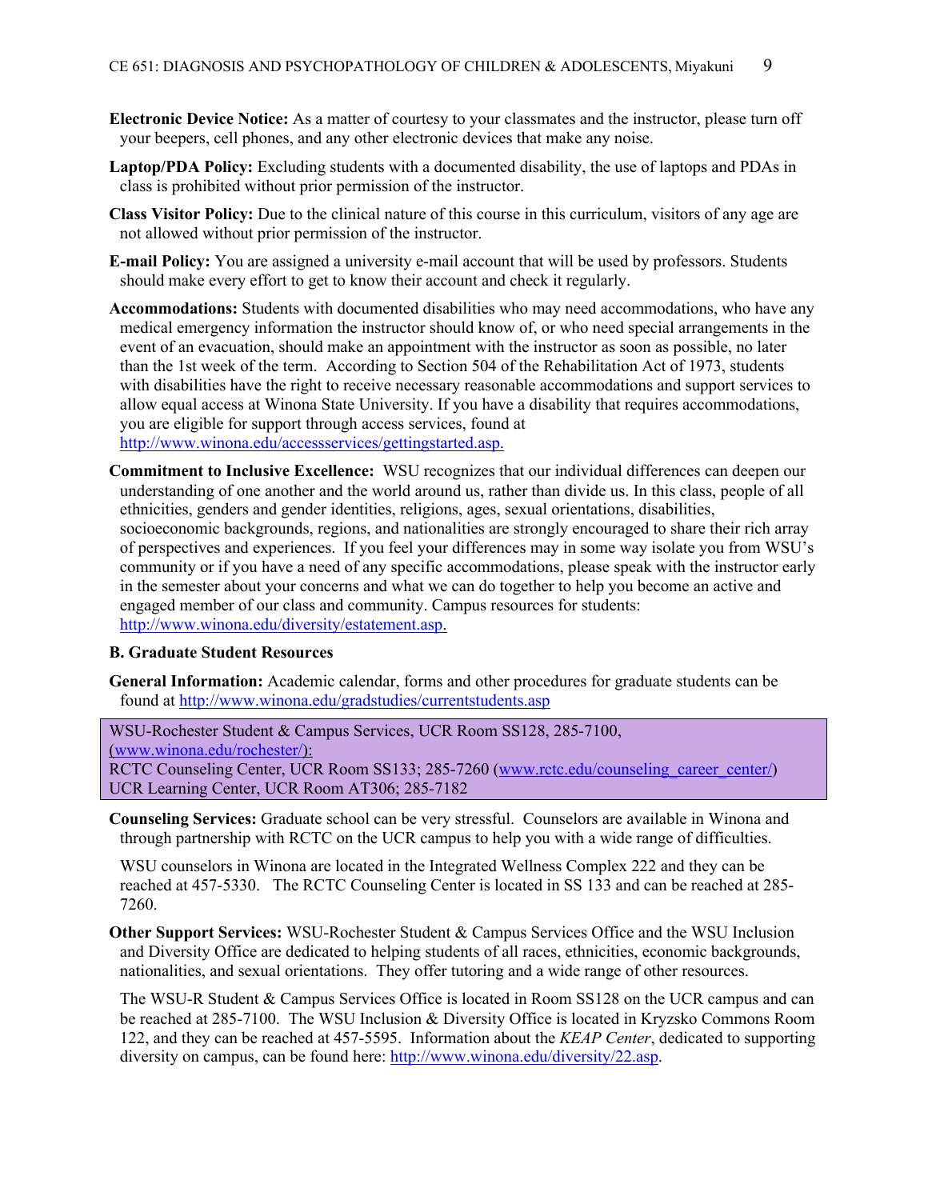**Electronic Device Notice:** As a matter of courtesy to your classmates and the instructor, please turn off your beepers, cell phones, and any other electronic devices that make any noise.

**Laptop/PDA Policy:** Excluding students with a documented disability, the use of laptops and PDAs in class is prohibited without prior permission of the instructor.

**Class Visitor Policy:** Due to the clinical nature of this course in this curriculum, visitors of any age are not allowed without prior permission of the instructor.

**E-mail Policy:** You are assigned a university e-mail account that will be used by professors. Students should make every effort to get to know their account and check it regularly.

**Accommodations:** Students with documented disabilities who may need accommodations, who have any medical emergency information the instructor should know of, or who need special arrangements in the event of an evacuation, should make an appointment with the instructor as soon as possible, no later than the 1st week of the term. According to Section 504 of the Rehabilitation Act of 1973, students with disabilities have the right to receive necessary reasonable accommodations and support services to allow equal access at Winona State University. If you have a disability that requires accommodations, you are eligible for support through access services, found at http://www.winona.edu/accessservices/gettingstarted.asp.

**Commitment to Inclusive Excellence:** WSU recognizes that our individual differences can deepen our understanding of one another and the world around us, rather than divide us. In this class, people of all ethnicities, genders and gender identities, religions, ages, sexual orientations, disabilities, socioeconomic backgrounds, regions, and nationalities are strongly encouraged to share their rich array of perspectives and experiences. If you feel your differences may in some way isolate you from WSU's community or if you have a need of any specific accommodations, please speak with the instructor early in the semester about your concerns and what we can do together to help you become an active and engaged member of our class and community. Campus resources for students: http://www.winona.edu/diversity/estatement.asp.

**B. Graduate Student Resources**

**General Information:** Academic calendar, forms and other procedures for graduate students can be found at http://www.winona.edu/gradstudies/currentstudents.asp

WSU-Rochester Student & Campus Services, UCR Room SS128, 285-7100, (www.winona.edu/rochester/):
RCTC Counseling Center, UCR Room SS133; 285-7260 (www.rctc.edu/counseling_career_center/)
UCR Learning Center, UCR Room AT306; 285-7182

**Counseling Services:** Graduate school can be very stressful. Counselors are available in Winona and through partnership with RCTC on the UCR campus to help you with a wide range of difficulties.

WSU counselors in Winona are located in the Integrated Wellness Complex 222 and they can be reached at 457-5330. The RCTC Counseling Center is located in SS 133 and can be reached at 285-7260.

**Other Support Services:** WSU-Rochester Student & Campus Services Office and the WSU Inclusion and Diversity Office are dedicated to helping students of all races, ethnicities, economic backgrounds, nationalities, and sexual orientations. They offer tutoring and a wide range of other resources.

The WSU-R Student & Campus Services Office is located in Room SS128 on the UCR campus and can be reached at 285-7100. The WSU Inclusion & Diversity Office is located in Kryzsko Commons Room 122, and they can be reached at 457-5595. Information about the *KEAP Center*, dedicated to supporting diversity on campus, can be found here: http://www.winona.edu/diversity/22.asp.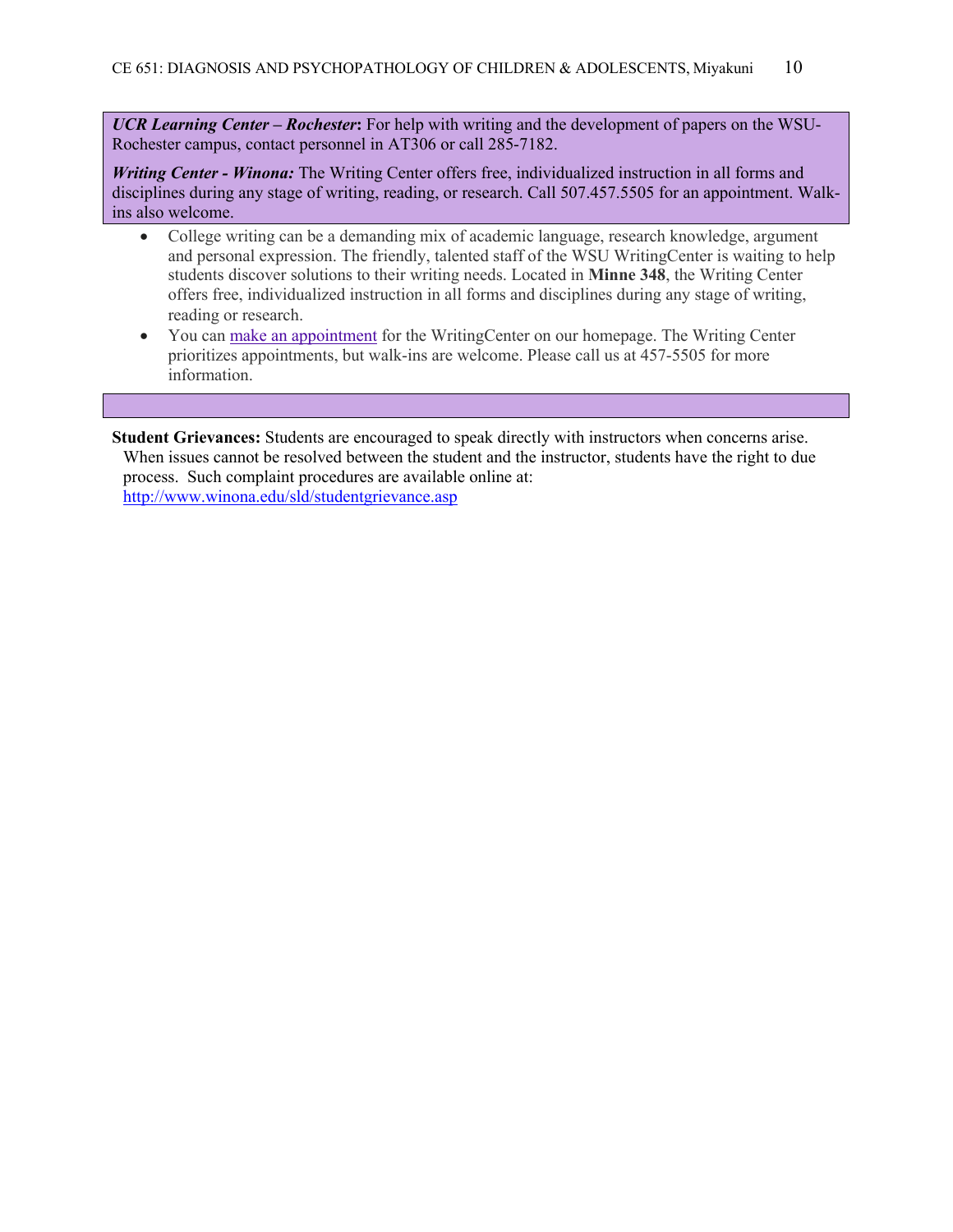***UCR Learning Center – Rochester*:** For help with writing and the development of papers on the WSU-Rochester campus, contact personnel in AT306 or call 285-7182.

***Writing Center - Winona:*** The Writing Center offers free, individualized instruction in all forms and disciplines during any stage of writing, reading, or research. Call 507.457.5505 for an appointment. Walk-ins also welcome.

- College writing can be a demanding mix of academic language, research knowledge, argument and personal expression. The friendly, talented staff of the WSU WritingCenter is waiting to help students discover solutions to their writing needs. Located in **Minne 348**, the Writing Center offers free, individualized instruction in all forms and disciplines during any stage of writing, reading or research.
- You can make an appointment for the WritingCenter on our homepage. The Writing Center prioritizes appointments, but walk-ins are welcome. Please call us at 457-5505 for more information.

**Student Grievances:** Students are encouraged to speak directly with instructors when concerns arise. When issues cannot be resolved between the student and the instructor, students have the right to due process. Such complaint procedures are available online at: http://www.winona.edu/sld/studentgrievance.asp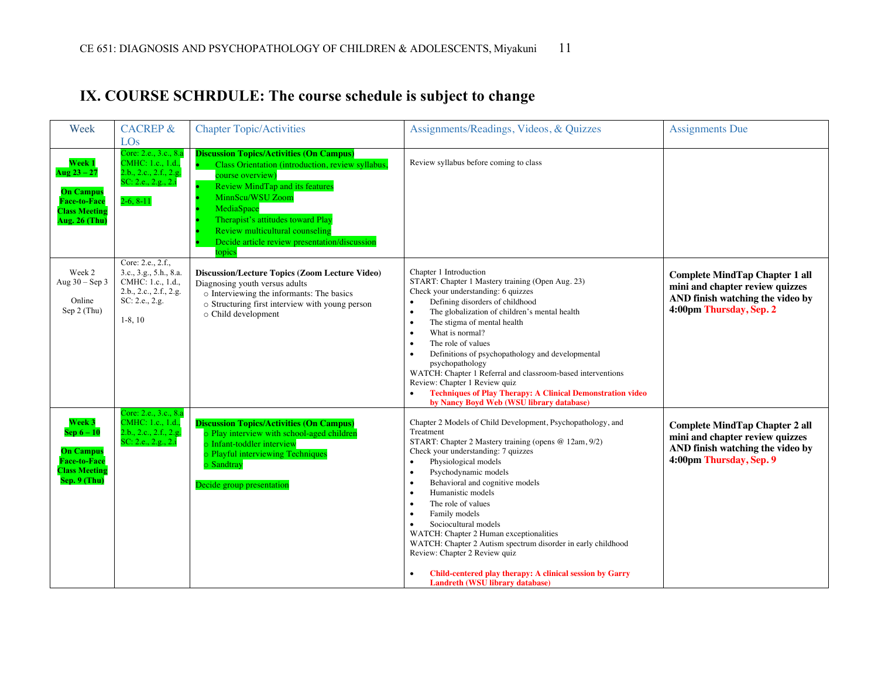# IX. COURSE SCHRDULE: The course schedule is subject to change

| Week | CACREP & LOs | Chapter Topic/Activities | Assignments/Readings, Videos, & Quizzes | Assignments Due |
|---|---|---|---|---|
| **Week 1** **Aug 23 – 27** **On Campus Face-to-Face Class Meeting Aug. 26 (Thu)** | Core: 2.e., 3.c., 8.a CMHC: 1.c., 1.d., 2.b., 2.c., 2.f., 2.g. SC: 2.e., 2.g., 2.i<br><br>2-6, 8-11 | **Discussion Topics/Activities (On Campus)**<br>• Class Orientation (introduction, review syllabus, course overview)<br>• Review MindTap and its features<br>• MinnScu/WSU Zoom<br>• MediaSpace<br>• Therapist's attitudes toward Play<br>• Review multicultural counseling<br>• Decide article review presentation/discussion topics | Review syllabus before coming to class | |
| Week 2 Aug 30 – Sep 3<br><br>Online Sep 2 (Thu) | Core: 2.e., 2.f., 3.c., 3.g., 5.h., 8.a. CMHC: 1.c., 1.d., 2.b., 2.c., 2.f., 2.g. SC: 2.e., 2.g.<br><br>1-8, 10 | **Discussion/Lecture Topics (Zoom Lecture Video)**<br>Diagnosing youth versus adults<br>○ Interviewing the informants: The basics<br>○ Structuring first interview with young person<br>○ Child development | Chapter 1 Introduction<br>START: Chapter 1 Mastery training (Open Aug. 23)<br>Check your understanding: 6 quizzes<br>• Defining disorders of childhood<br>• The globalization of children's mental health<br>• The stigma of mental health<br>• What is normal?<br>• The role of values<br>• Definitions of psychopathology and developmental psychopathology<br>WATCH: Chapter 1 Referral and classroom-based interventions<br>Review: Chapter 1 Review quiz<br>• **Techniques of Play Therapy: A Clinical Demonstration video by Nancy Boyd Web (WSU library database)** | **Complete MindTap Chapter 1 all mini and chapter review quizzes AND finish watching the video by 4:00pm Thursday, Sep. 2** |
| **Week 3** **Sep 6 – 10** **On Campus Face-to-Face Class Meeting Sep. 9 (Thu)** | Core: 2.e., 3.c., 8.a CMHC: 1.c., 1.d., 2.b., 2.c., 2.f., 2.g. SC: 2.e., 2.g., 2.i | **Discussion Topics/Activities (On Campus)**<br>○ Play interview with school-aged children<br>○ Infant-toddler interview<br>○ Playful interviewing Techniques<br>○ Sandtray<br><br>Decide group presentation | Chapter 2 Models of Child Development, Psychopathology, and Treatment<br>START: Chapter 2 Mastery training (opens @ 12am, 9/2)<br>Check your understanding: 7 quizzes<br>• Physiological models<br>• Psychodynamic models<br>• Behavioral and cognitive models<br>• Humanistic models<br>• The role of values<br>• Family models<br>• Sociocultural models<br>WATCH: Chapter 2 Human exceptionalities<br>WATCH: Chapter 2 Autism spectrum disorder in early childhood<br>Review: Chapter 2 Review quiz<br><br>• **Child-centered play therapy: A clinical session by Garry Landreth (WSU library database)** | **Complete MindTap Chapter 2 all mini and chapter review quizzes AND finish watching the video by 4:00pm Thursday, Sep. 9** |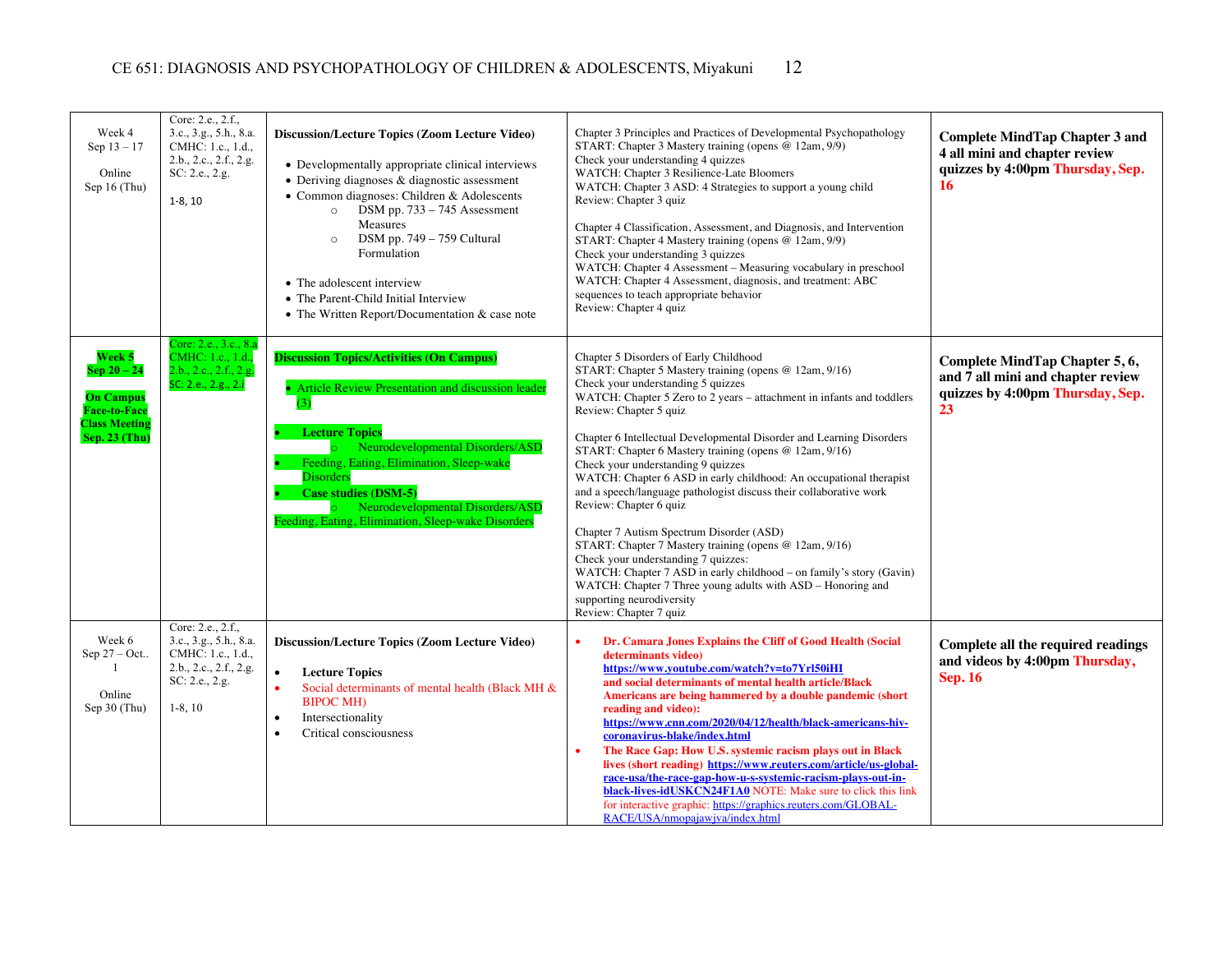| Week 4<br>Sep 13 – 17<br><br>Online<br>Sep 16 (Thu) | Core: 2.e., 2.f., 3.c., 3.g., 5.h., 8.a.<br>CMHC: 1.c., 1.d., 2.b., 2.c., 2.f., 2.g.<br>SC: 2.e., 2.g.<br><br>1-8, 10 | **Discussion/Lecture Topics (Zoom Lecture Video)**<br><br>• Developmentally appropriate clinical interviews<br>• Deriving diagnoses & diagnostic assessment<br>• Common diagnoses: Children & Adolescents<br>  ○ DSM pp. 733 – 745 Assessment Measures<br>  ○ DSM pp. 749 – 759 Cultural Formulation<br><br>• The adolescent interview<br>• The Parent-Child Initial Interview<br>• The Written Report/Documentation & case note | Chapter 3 Principles and Practices of Developmental Psychopathology<br>START: Chapter 3 Mastery training (opens @ 12am, 9/9)<br>Check your understanding 4 quizzes<br>WATCH: Chapter 3 Resilience-Late Bloomers<br>WATCH: Chapter 3 ASD: 4 Strategies to support a young child<br>Review: Chapter 3 quiz<br><br>Chapter 4 Classification, Assessment, and Diagnosis, and Intervention<br>START: Chapter 4 Mastery training (opens @ 12am, 9/9)<br>Check your understanding 3 quizzes<br>WATCH: Chapter 4 Assessment – Measuring vocabulary in preschool<br>WATCH: Chapter 4 Assessment, diagnosis, and treatment: ABC sequences to teach appropriate behavior<br>Review: Chapter 4 quiz | **Complete MindTap Chapter 3 and 4 all mini and chapter review quizzes by 4:00pm Thursday, Sep. 16** |
|---|---|---|---|---|
| **Week 5<br>Sep 20 – 24<br><br>On Campus Face-to-Face Class Meeting Sep. 23 (Thu)** | Core: 2.e., 3.c., 8.a<br>CMHC: 1.c., 1.d., 2.b., 2.c., 2.f., 2.g.<br>SC: 2.e., 2.g., 2.i | **Discussion Topics/Activities (On Campus)**<br><br>• Article Review Presentation and discussion leader (3)<br><br>• **Lecture Topics**<br>  ○ Neurodevelopmental Disorders/ASD<br>• Feeding, Eating, Elimination, Sleep-wake Disorders<br>• **Case studies (DSM-5)**<br>  ○ Neurodevelopmental Disorders/ASD<br>Feeding, Eating, Elimination, Sleep-wake Disorders | Chapter 5 Disorders of Early Childhood<br>START: Chapter 5 Mastery training (opens @ 12am, 9/16)<br>Check your understanding 5 quizzes<br>WATCH: Chapter 5 Zero to 2 years – attachment in infants and toddlers<br>Review: Chapter 5 quiz<br><br>Chapter 6 Intellectual Developmental Disorder and Learning Disorders<br>START: Chapter 6 Mastery training (opens @ 12am, 9/16)<br>Check your understanding 9 quizzes<br>WATCH: Chapter 6 ASD in early childhood: An occupational therapist and a speech/language pathologist discuss their collaborative work<br>Review: Chapter 6 quiz<br><br>Chapter 7 Autism Spectrum Disorder (ASD)<br>START: Chapter 7 Mastery training (opens @ 12am, 9/16)<br>Check your understanding 7 quizzes:<br>WATCH: Chapter 7 ASD in early childhood – on family's story (Gavin)<br>WATCH: Chapter 7 Three young adults with ASD – Honoring and supporting neurodiversity<br>Review: Chapter 7 quiz | **Complete MindTap Chapter 5, 6, and 7 all mini and chapter review quizzes by 4:00pm Thursday, Sep. 23** |
| Week 6<br>Sep 27 – Oct.. 1<br><br>Online<br>Sep 30 (Thu) | Core: 2.e., 2.f., 3.c., 3.g., 5.h., 8.a.<br>CMHC: 1.c., 1.d., 2.b., 2.c., 2.f., 2.g.<br>SC: 2.e., 2.g.<br><br>1-8, 10 | **Discussion/Lecture Topics (Zoom Lecture Video)**<br><br>• **Lecture Topics**<br>• Social determinants of mental health (Black MH & BIPOC MH)<br>• Intersectionality<br>• Critical consciousness | • **Dr. Camara Jones Explains the Cliff of Good Health (Social determinants video) https://www.youtube.com/watch?v=to7Yrl50iHI and social determinants of mental health article/Black Americans are being hammered by a double pandemic (short reading and video): https://www.cnn.com/2020/04/12/health/black-americans-hiv-coronavirus-blake/index.html**<br>• **The Race Gap: How U.S. systemic racism plays out in Black lives (short reading) https://www.reuters.com/article/us-global-race-usa/the-race-gap-how-u-s-systemic-racism-plays-out-in-black-lives-idUSKCN24F1A0** NOTE: Make sure to click this link for interactive graphic: https://graphics.reuters.com/GLOBAL-RACE/USA/nmopajawjva/index.html | **Complete all the required readings and videos by 4:00pm Thursday, Sep. 16** |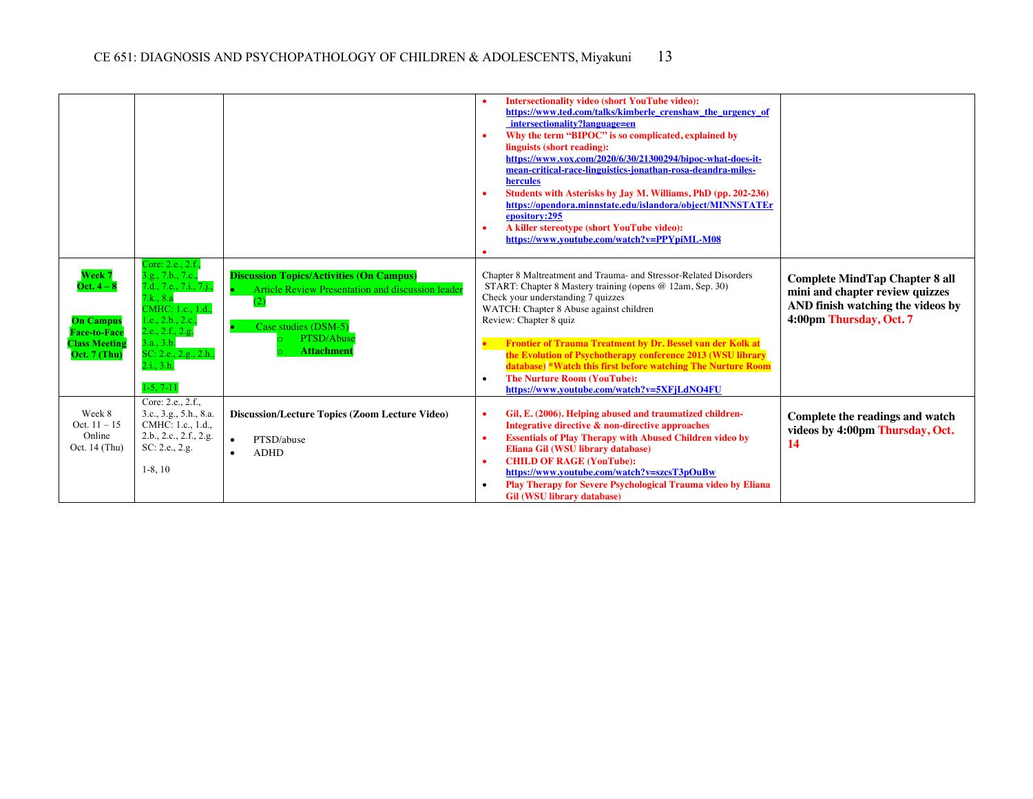| | | | | |
|---|---|---|---|---|
| | | | • **Intersectionality video (short YouTube video):** **https://www.ted.com/talks/kimberle_crenshaw_the_urgency_of_intersectionality?language=en**<br>• **Why the term "BIPOC" is so complicated, explained by linguists (short reading):** **https://www.vox.com/2020/6/30/21300294/bipoc-what-does-it-mean-critical-race-linguistics-jonathan-rosa-deandra-miles-hercules**<br>• **Students with Asterisks by Jay M. Williams, PhD (pp. 202-236)** **https://opendora.minnstate.edu/islandora/object/MINNSTATErepository:295**<br>• **A killer stereotype (short YouTube video):** **https://www.youtube.com/watch?v=PPYpiML-M08**<br>• | |
| **Week 7**<br>**Oct. 4 – 8**<br><br>**On Campus Face-to-Face Class Meeting Oct. 7 (Thu)** | Core: 2.e., 2.f., 3.g., 7.b., 7.c., 7.d., 7.e., 7.i., 7.j., 7.k., 8.a<br>CMHC: 1.c., 1.d., 1.e., 2.b., 2.c., 2.e., 2.f., 2.g.<br>3.a., 3.b.<br>SC: 2.e., 2.g., 2.h., 2.i., 3.h.<br><br>1-5, 7-11 | **Discussion Topics/Activities (On Campus)**<br>• Article Review Presentation and discussion leader (2)<br><br>• Case studies (DSM-5)<br>  ○ PTSD/Abuse<br>  ○ **Attachment** | Chapter 8 Maltreatment and Trauma- and Stressor-Related Disorders<br>START: Chapter 8 Mastery training (opens @ 12am, Sep. 30)<br>Check your understanding 7 quizzes<br>WATCH: Chapter 8 Abuse against children<br>Review: Chapter 8 quiz<br><br>• **Frontier of Trauma Treatment by Dr. Bessel van der Kolk at the Evolution of Psychotherapy conference 2013 (WSU library database) \*Watch this first before watching The Nurture Room**<br>• **The Nurture Room (YouTube):** **https://www.youtube.com/watch?v=5XFjLdNO4FU** | **Complete MindTap Chapter 8 all mini and chapter review quizzes AND finish watching the videos by 4:00pm Thursday, Oct. 7** |
| Week 8<br>Oct. 11 – 15<br>Online<br>Oct. 14 (Thu) | Core: 2.e., 2.f., 3.c., 3.g., 5.h., 8.a.<br>CMHC: 1.c., 1.d., 2.b., 2.c., 2.f., 2.g.<br>SC: 2.e., 2.g.<br><br>1-8, 10 | **Discussion/Lecture Topics (Zoom Lecture Video)**<br><br>• PTSD/abuse<br>• ADHD | • **Gil, E. (2006). Helping abused and traumatized children-Integrative directive & non-directive approaches**<br>• **Essentials of Play Therapy with Abused Children video by Eliana Gil (WSU library database)**<br>• **CHILD OF RAGE (YouTube):** **https://www.youtube.com/watch?v=szcsT3pOuBw**<br>• **Play Therapy for Severe Psychological Trauma video by Eliana Gil (WSU library database)** | **Complete the readings and watch videos by 4:00pm Thursday, Oct. 14** |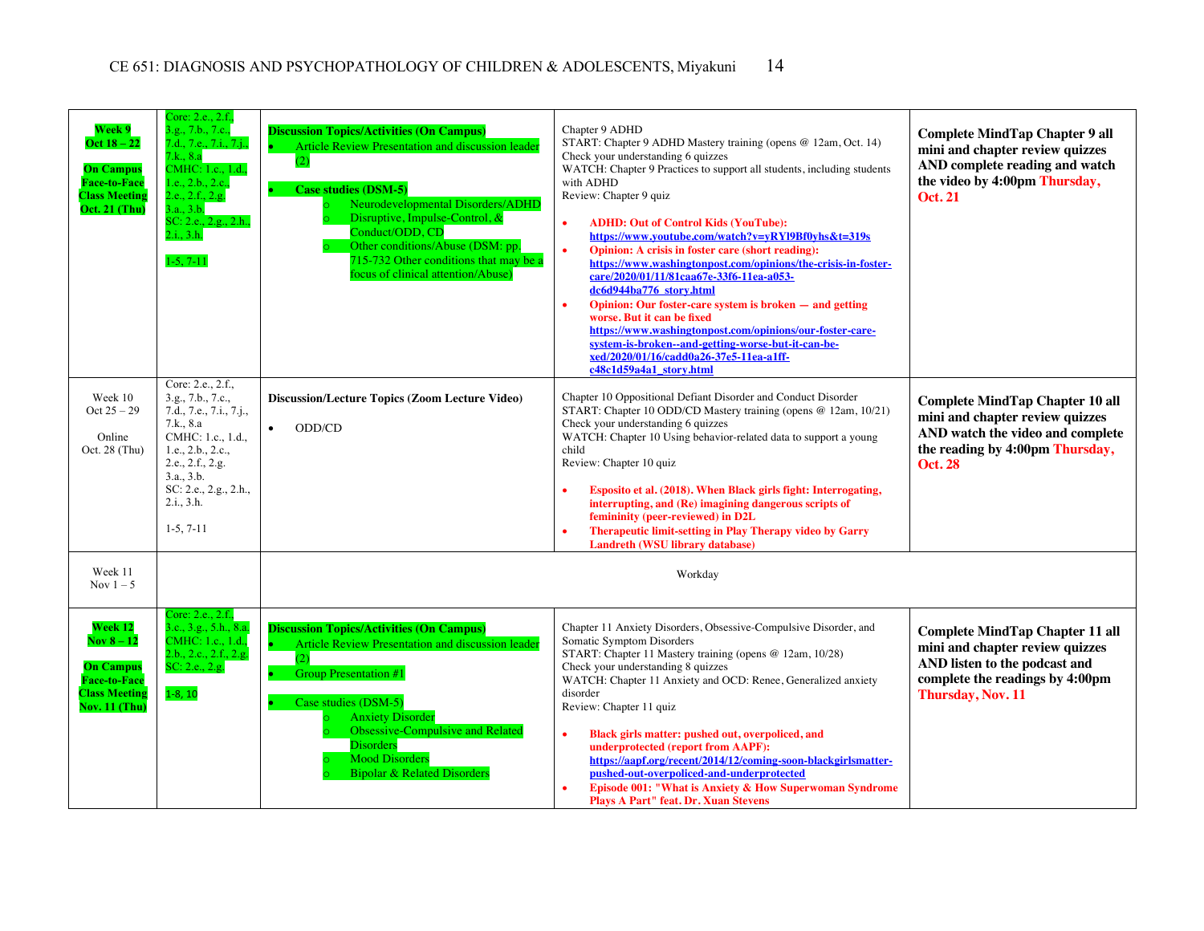| Week | Standards | Discussion Topics/Activities | Readings/Materials | Due |
|---|---|---|---|---|
| **Week 9**<br>**Oct 18 – 22**<br><br>**On Campus Face-to-Face Class Meeting Oct. 21 (Thu)** | Core: 2.e., 2.f., 3.g., 7.b., 7.c., 7.d., 7.e., 7.i., 7.j., 7.k., 8.a<br>CMHC: 1.c., 1.d., 1.e., 2.b., 2.c., 2.e., 2.f., 2.g. 3.a., 3.b.<br>SC: 2.e., 2.g., 2.h., 2.i., 3.h.<br><br>1-5, 7-11 | **Discussion Topics/Activities (On Campus)**<br>• Article Review Presentation and discussion leader (2)<br><br>• **Case studies (DSM-5)**<br>  ○ Neurodevelopmental Disorders/ADHD<br>  ○ Disruptive, Impulse-Control, & Conduct/ODD, CD<br>  ○ Other conditions/Abuse (DSM: pp. 715-732 Other conditions that may be a focus of clinical attention/Abuse) | Chapter 9 ADHD<br>START: Chapter 9 ADHD Mastery training (opens @ 12am, Oct. 14)<br>Check your understanding 6 quizzes<br>WATCH: Chapter 9 Practices to support all students, including students with ADHD<br>Review: Chapter 9 quiz<br><br>• **ADHD: Out of Control Kids (YouTube): https://www.youtube.com/watch?v=yRYl9Bf0yhs&t=319s**<br>• **Opinion: A crisis in foster care (short reading): https://www.washingtonpost.com/opinions/the-crisis-in-foster-care/2020/01/11/81caa67e-33f6-11ea-a053-dc6d944ba776_story.html**<br>• **Opinion: Our foster-care system is broken — and getting worse. But it can be fixed https://www.washingtonpost.com/opinions/our-foster-care-system-is-broken--and-getting-worse-but-it-can-be-xed/2020/01/16/cadd0a26-37e5-11ea-a1ff-c48c1d59a4a1_story.html** | **Complete MindTap Chapter 9 all mini and chapter review quizzes AND complete reading and watch the video by 4:00pm Thursday, Oct. 21** |
| Week 10<br>Oct 25 – 29<br><br>Online<br>Oct. 28 (Thu) | Core: 2.e., 2.f., 3.g., 7.b., 7.c., 7.d., 7.e., 7.i., 7.j., 7.k., 8.a<br>CMHC: 1.c., 1.d., 1.e., 2.b., 2.c., 2.e., 2.f., 2.g. 3.a., 3.b.<br>SC: 2.e., 2.g., 2.h., 2.i., 3.h.<br><br>1-5, 7-11 | **Discussion/Lecture Topics (Zoom Lecture Video)**<br><br>• ODD/CD | Chapter 10 Oppositional Defiant Disorder and Conduct Disorder<br>START: Chapter 10 ODD/CD Mastery training (opens @ 12am, 10/21)<br>Check your understanding 6 quizzes<br>WATCH: Chapter 10 Using behavior-related data to support a young child<br>Review: Chapter 10 quiz<br><br>• **Esposito et al. (2018). When Black girls fight: Interrogating, interrupting, and (Re) imagining dangerous scripts of femininity (peer-reviewed) in D2L**<br>• **Therapeutic limit-setting in Play Therapy video by Garry Landreth (WSU library database)** | **Complete MindTap Chapter 10 all mini and chapter review quizzes AND watch the video and complete the reading by 4:00pm Thursday, Oct. 28** |
| Week 11<br>Nov 1 – 5 | | Workday | | |
| **Week 12**<br>**Nov 8 – 12**<br><br>**On Campus Face-to-Face Class Meeting Nov. 11 (Thu)** | Core: 2.e., 2.f., 3.c., 3.g., 5.h., 8.a<br>CMHC: 1.c., 1.d., 2.b., 2.c., 2.f., 2.g.<br>SC: 2.e., 2.g.<br><br>1-8, 10 | **Discussion Topics/Activities (On Campus)**<br>• Article Review Presentation and discussion leader (2)<br>• Group Presentation #1<br><br>• Case studies (DSM-5)<br>  ○ Anxiety Disorder<br>  ○ Obsessive-Compulsive and Related Disorders<br>  ○ Mood Disorders<br>  ○ Bipolar & Related Disorders | Chapter 11 Anxiety Disorders, Obsessive-Compulsive Disorder, and Somatic Symptom Disorders<br>START: Chapter 11 Mastery training (opens @ 12am, 10/28)<br>Check your understanding 8 quizzes<br>WATCH: Chapter 11 Anxiety and OCD: Renee, Generalized anxiety disorder<br>Review: Chapter 11 quiz<br><br>• **Black girls matter: pushed out, overpoliced, and underprotected (report from AAPF): https://aapf.org/recent/2014/12/coming-soon-blackgirlsmatter-pushed-out-overpoliced-and-underprotected**<br>• **Episode 001: "What is Anxiety & How Superwoman Syndrome Plays A Part" feat. Dr. Xuan Stevens** | **Complete MindTap Chapter 11 all mini and chapter review quizzes AND listen to the podcast and complete the readings by 4:00pm Thursday, Nov. 11** |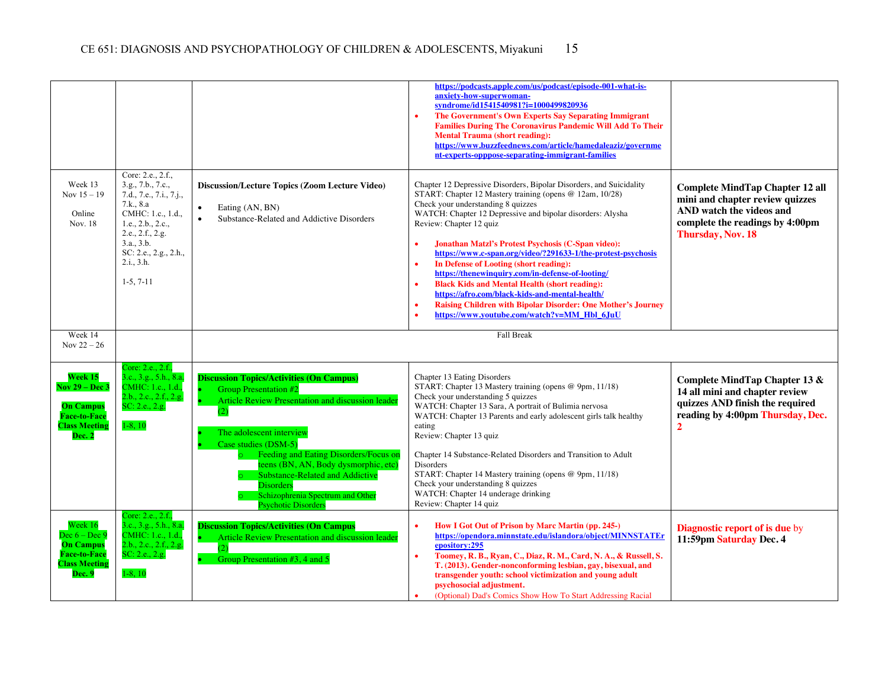| | | | | |
|---|---|---|---|---|
| | | | • https://podcasts.apple.com/us/podcast/episode-001-what-is-anxiety-how-superwoman-syndrome/id1541540981?i=1000499820936<br>• **The Government's Own Experts Say Separating Immigrant Families During The Coronavirus Pandemic Will Add To Their Mental Trauma (short reading): https://www.buzzfeednews.com/article/hamedaleaziz/government-experts-opppose-separating-immigrant-families** | |
| Week 13<br>Nov 15 – 19<br><br>Online<br>Nov. 18 | Core: 2.e., 2.f., 3.g., 7.b., 7.c., 7.d., 7.e., 7.i., 7.j., 7.k., 8.a<br>CMHC: 1.c., 1.d., 1.e., 2.b., 2.c., 2.e., 2.f., 2.g. 3.a., 3.b.<br>SC: 2.e., 2.g., 2.h., 2.i., 3.h.<br><br>1-5, 7-11 | **Discussion/Lecture Topics (Zoom Lecture Video)**<br><br>• Eating (AN, BN)<br>• Substance-Related and Addictive Disorders | Chapter 12 Depressive Disorders, Bipolar Disorders, and Suicidality<br>START: Chapter 12 Mastery training (opens @ 12am, 10/28)<br>Check your understanding 8 quizzes<br>WATCH: Chapter 12 Depressive and bipolar disorders: Alysha<br>Review: Chapter 12 quiz<br><br>• **Jonathan Matzl's Protest Psychosis (C-Span video): https://www.c-span.org/video/?291633-1/the-protest-psychosis**<br>• **In Defense of Looting (short reading): https://thenewinquiry.com/in-defense-of-looting/**<br>• **Black Kids and Mental Health (short reading): https://afro.com/black-kids-and-mental-health/**<br>• **Raising Children with Bipolar Disorder: One Mother's Journey**<br>• **https://www.youtube.com/watch?v=MM_Hbl_6JuU** | **Complete MindTap Chapter 12 all mini and chapter review quizzes AND watch the videos and complete the readings by 4:00pm Thursday, Nov. 18** |
| Week 14<br>Nov 22 – 26 | | Fall Break | | |
| **Week 15**<br>**Nov 29 – Dec 3**<br><br>**On Campus Face-to-Face Class Meeting Dec. 2** | Core: 2.e., 2.f., 3.c., 3.g., 5.h., 8.a.<br>CMHC: 1.c., 1.d., 2.b., 2.c., 2.f., 2.g.<br>SC: 2.e., 2.g.<br><br>1-8, 10 | **Discussion Topics/Activities (On Campus)**<br>• Group Presentation #2<br>• Article Review Presentation and discussion leader (2)<br><br>• The adolescent interview<br>• Case studies (DSM-5)<br>  ○ Feeding and Eating Disorders/Focus on teens (BN, AN, Body dysmorphic, etc)<br>  ○ Substance-Related and Addictive Disorders<br>  ○ Schizophrenia Spectrum and Other Psychotic Disorders | Chapter 13 Eating Disorders<br>START: Chapter 13 Mastery training (opens @ 9pm, 11/18)<br>Check your understanding 5 quizzes<br>WATCH: Chapter 13 Sara, A portrait of Bulimia nervosa<br>WATCH: Chapter 13 Parents and early adolescent girls talk healthy eating<br>Review: Chapter 13 quiz<br><br>Chapter 14 Substance-Related Disorders and Transition to Adult Disorders<br>START: Chapter 14 Mastery training (opens @ 9pm, 11/18)<br>Check your understanding 8 quizzes<br>WATCH: Chapter 14 underage drinking<br>Review: Chapter 14 quiz | **Complete MindTap Chapter 13 & 14 all mini and chapter review quizzes AND finish the required reading by 4:00pm Thursday, Dec. 2** |
| Week 16<br>Dec 6 – Dec 9<br>**On Campus Face-to-Face Class Meeting Dec. 9** | Core: 2.e., 2.f., 3.c., 3.g., 5.h., 8.a.<br>CMHC: 1.c., 1.d., 2.b., 2.c., 2.f., 2.g.<br>SC: 2.e., 2.g.<br><br>1-8, 10 | **Discussion Topics/Activities (On Campus**<br>• Article Review Presentation and discussion leader (2)<br>• Group Presentation #3, 4 and 5 | • **How I Got Out of Prison by Marc Martin (pp. 245-) https://opendora.minnstate.edu/islandora/object/MINNSTATErepository:295**<br>• **Toomey, R. B., Ryan, C., Diaz, R. M., Card, N. A., & Russell, S. T. (2013). Gender-nonconforming lesbian, gay, bisexual, and transgender youth: school victimization and young adult psychosocial adjustment.**<br>• (Optional) Dad's Comics Show How To Start Addressing Racial | **Diagnostic report of is due** by **11:59pm Saturday Dec. 4** |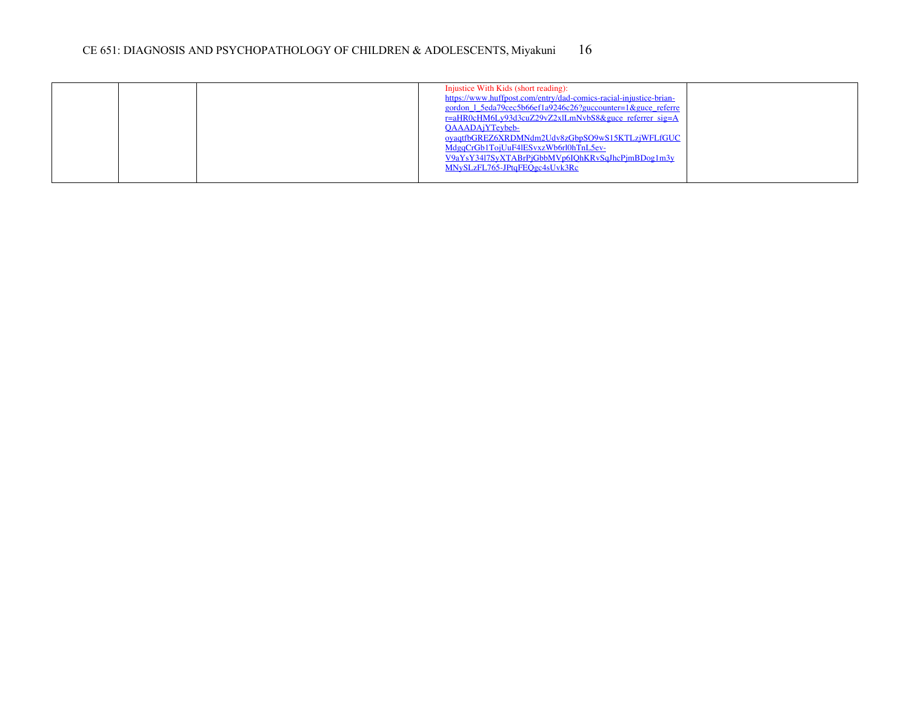| | | | | |
|---|---|---|---|---|
| | | | Injustice With Kids (short reading): https://www.huffpost.com/entry/dad-comics-racial-injustice-brian-gordon_l_5eda79cec5b66ef1a9246c26?guccounter=1&guce_referrer=aHR0cHM6Ly93d3cuZ29vZ2xlLmNvbS8&guce_referrer_sig=AQAAADAjYTeybeb-oyaqtfbGREZ6XRDMNdm2Udv8zGbpSO9wS15KTLzjWFLfGUCMdgqCrGb1TojUuF4lESvxzWb6rl0hTnL5ev-V9aYsY34l7SyXTABrPjGbbMVp6IQhKRvSqJhcPjmBDog1m3yMNySLzFL765-JPtqFEQgc4sUvk3Rc | |